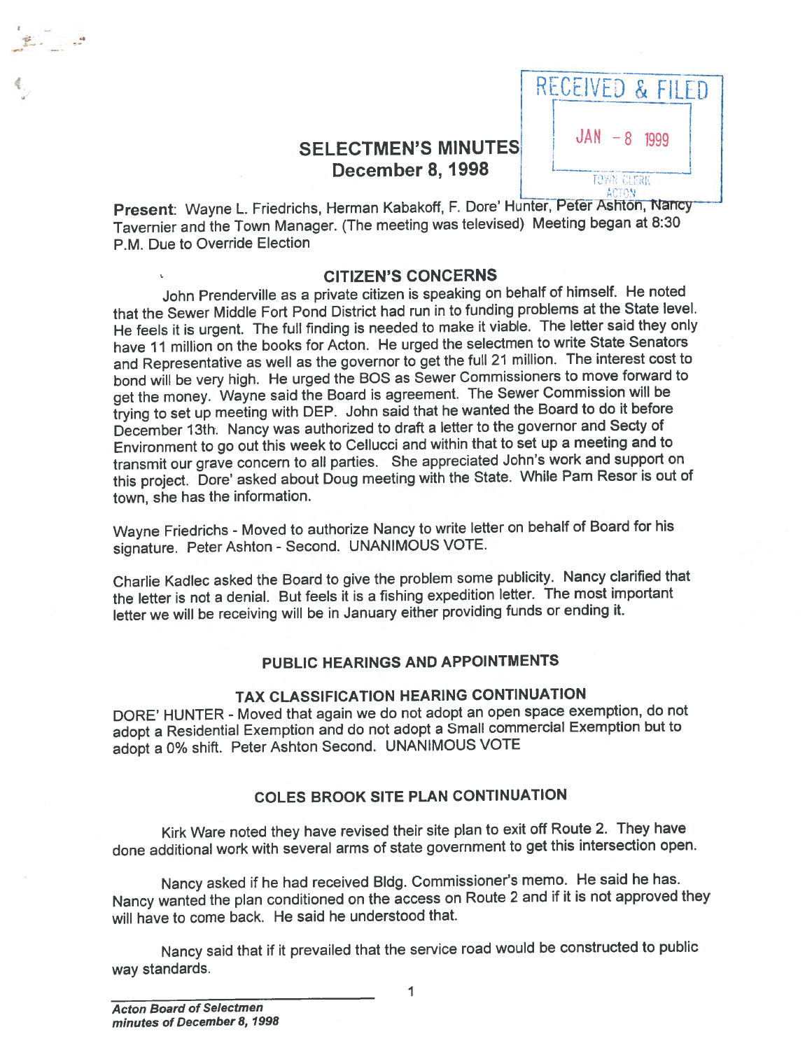RECEIVED & FILED

JAN - 8 1999

TOWN CLERK
ACTON

# SELECTMEN'S MINUTES
## December 8, 1998

**Present**: Wayne L. Friedrichs, Herman Kabakoff, F. Dore' Hunter, Peter Ashton, Nancy Tavernier and the Town Manager. (The meeting was televised) Meeting began at 8:30 P.M. Due to Override Election

## CITIZEN'S CONCERNS

John Prenderville as a private citizen is speaking on behalf of himself. He noted that the Sewer Middle Fort Pond District had run in to funding problems at the State level. He feels it is urgent. The full finding is needed to make it viable. The letter said they only have 11 million on the books for Acton. He urged the selectmen to write State Senators and Representative as well as the governor to get the full 21 million. The interest cost to bond will be very high. He urged the BOS as Sewer Commissioners to move forward to get the money. Wayne said the Board is agreement. The Sewer Commission will be trying to set up meeting with DEP. John said that he wanted the Board to do it before December 13th. Nancy was authorized to draft a letter to the governor and Secty of Environment to go out this week to Cellucci and within that to set up a meeting and to transmit our grave concern to all parties. She appreciated John's work and support on this project. Dore' asked about Doug meeting with the State. While Pam Resor is out of town, she has the information.

Wayne Friedrichs - Moved to authorize Nancy to write letter on behalf of Board for his signature. Peter Ashton - Second. UNANIMOUS VOTE.

Charlie Kadlec asked the Board to give the problem some publicity. Nancy clarified that the letter is not a denial. But feels it is a fishing expedition letter. The most important letter we will be receiving will be in January either providing funds or ending it.

## PUBLIC HEARINGS AND APPOINTMENTS

### TAX CLASSIFICATION HEARING CONTINUATION

DORE' HUNTER - Moved that again we do not adopt an open space exemption, do not adopt a Residential Exemption and do not adopt a Small commercial Exemption but to adopt a 0% shift. Peter Ashton Second. UNANIMOUS VOTE

### COLES BROOK SITE PLAN CONTINUATION

Kirk Ware noted they have revised their site plan to exit off Route 2. They have done additional work with several arms of state government to get this intersection open.

Nancy asked if he had received Bldg. Commissioner's memo. He said he has. Nancy wanted the plan conditioned on the access on Route 2 and if it is not approved they will have to come back. He said he understood that.

Nancy said that if it prevailed that the service road would be constructed to public way standards.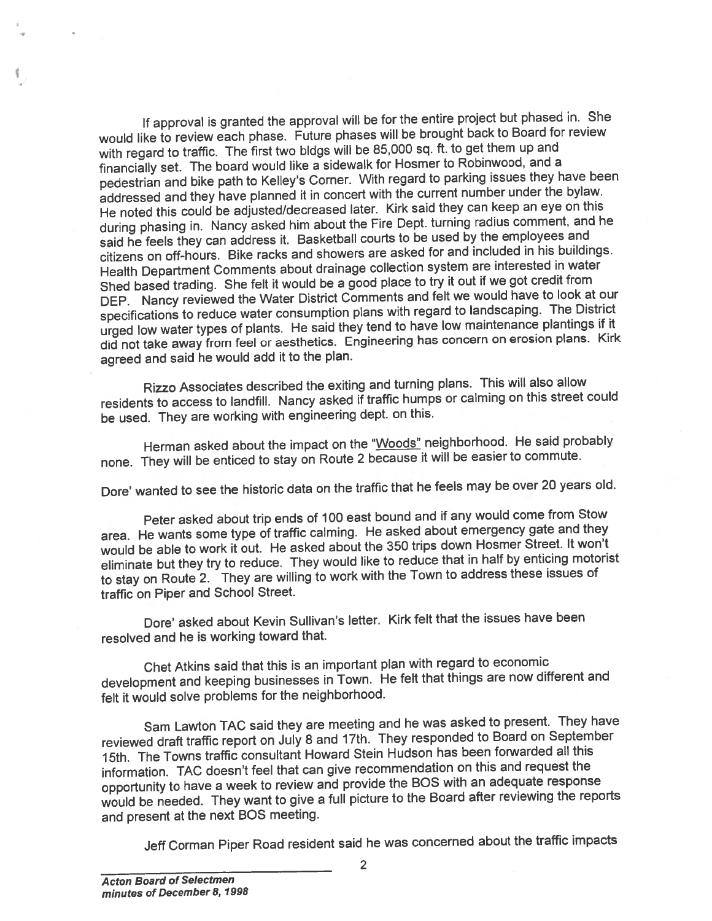If approval is granted the approval will be for the entire project but phased in. She would like to review each phase. Future phases will be brought back to Board for review with regard to traffic. The first two bldgs will be 85,000 sq. ft. to get them up and financially set. The board would like a sidewalk for Hosmer to Robinwood, and a pedestrian and bike path to Kelley's Corner. With regard to parking issues they have been addressed and they have planned it in concert with the current number under the bylaw. He noted this could be adjusted/decreased later. Kirk said they can keep an eye on this during phasing in. Nancy asked him about the Fire Dept. turning radius comment, and he said he feels they can address it. Basketball courts to be used by the employees and citizens on off-hours. Bike racks and showers are asked for and included in his buildings. Health Department Comments about drainage collection system are interested in water Shed based trading. She felt it would be a good place to try it out if we got credit from DEP. Nancy reviewed the Water District Comments and felt we would have to look at our specifications to reduce water consumption plans with regard to landscaping. The District urged low water types of plants. He said they tend to have low maintenance plantings if it did not take away from feel or aesthetics. Engineering has concern on erosion plans. Kirk agreed and said he would add it to the plan.

Rizzo Associates described the exiting and turning plans. This will also allow residents to access to landfill. Nancy asked if traffic humps or calming on this street could be used. They are working with engineering dept. on this.

Herman asked about the impact on the "Woods" neighborhood. He said probably none. They will be enticed to stay on Route 2 because it will be easier to commute.

Dore' wanted to see the historic data on the traffic that he feels may be over 20 years old.

Peter asked about trip ends of 100 east bound and if any would come from Stow area. He wants some type of traffic calming. He asked about emergency gate and they would be able to work it out. He asked about the 350 trips down Hosmer Street. It won't eliminate but they try to reduce. They would like to reduce that in half by enticing motorist to stay on Route 2. They are willing to work with the Town to address these issues of traffic on Piper and School Street.

Dore' asked about Kevin Sullivan's letter. Kirk felt that the issues have been resolved and he is working toward that.

Chet Atkins said that this is an important plan with regard to economic development and keeping businesses in Town. He felt that things are now different and felt it would solve problems for the neighborhood.

Sam Lawton TAC said they are meeting and he was asked to present. They have reviewed draft traffic report on July 8 and 17th. They responded to Board on September 15th. The Towns traffic consultant Howard Stein Hudson has been forwarded all this information. TAC doesn't feel that can give recommendation on this and request the opportunity to have a week to review and provide the BOS with an adequate response would be needed. They want to give a full picture to the Board after reviewing the reports and present at the next BOS meeting.

Jeff Corman Piper Road resident said he was concerned about the traffic impacts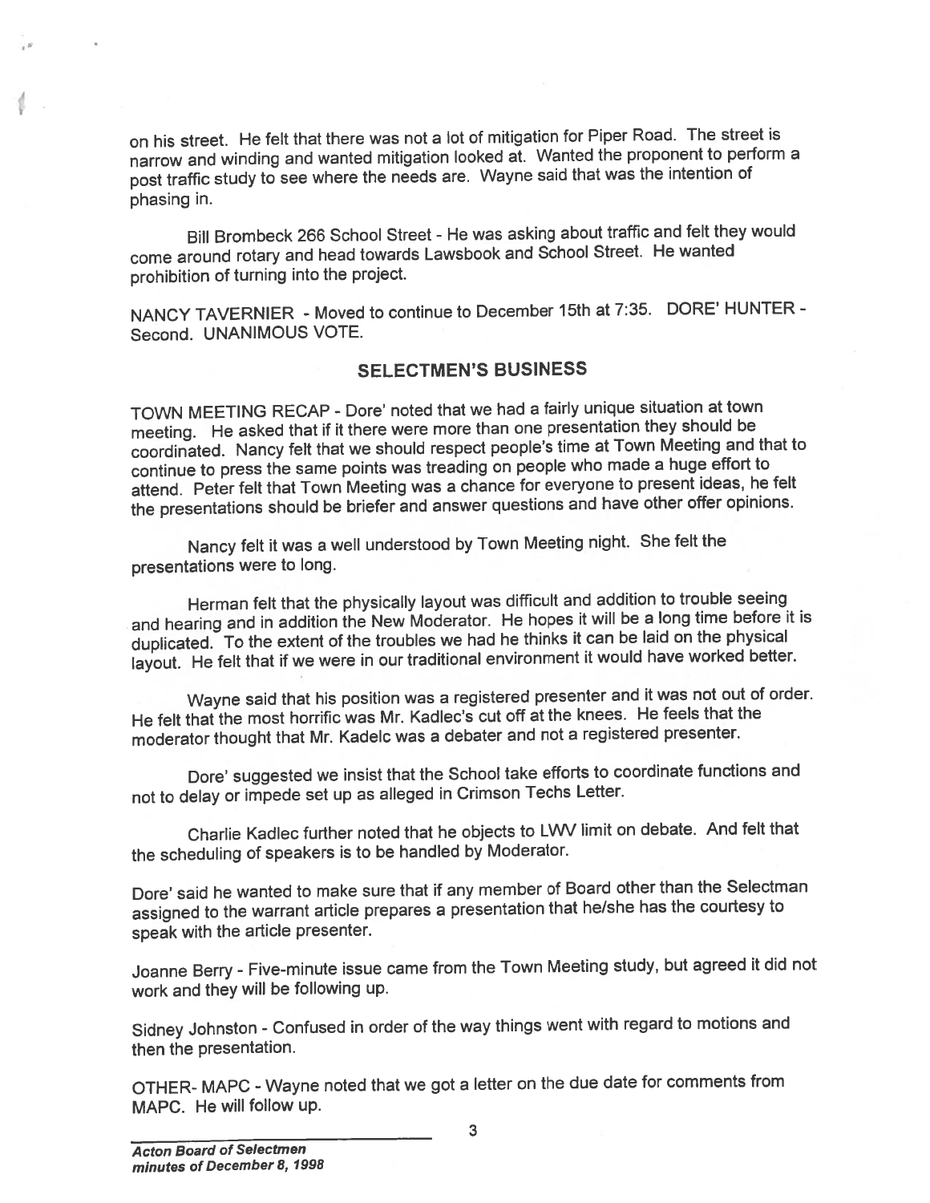on his street. He felt that there was not a lot of mitigation for Piper Road. The street is narrow and winding and wanted mitigation looked at. Wanted the proponent to perform a post traffic study to see where the needs are. Wayne said that was the intention of phasing in.

Bill Brombeck 266 School Street - He was asking about traffic and felt they would come around rotary and head towards Lawsbook and School Street. He wanted prohibition of turning into the project.

NANCY TAVERNIER - Moved to continue to December 15th at 7:35. DORE' HUNTER - Second. UNANIMOUS VOTE.

## SELECTMEN'S BUSINESS

TOWN MEETING RECAP - Dore' noted that we had a fairly unique situation at town meeting. He asked that if it there were more than one presentation they should be coordinated. Nancy felt that we should respect people's time at Town Meeting and that to continue to press the same points was treading on people who made a huge effort to attend. Peter felt that Town Meeting was a chance for everyone to present ideas, he felt the presentations should be briefer and answer questions and have other offer opinions.

Nancy felt it was a well understood by Town Meeting night. She felt the presentations were to long.

Herman felt that the physically layout was difficult and addition to trouble seeing and hearing and in addition the New Moderator. He hopes it will be a long time before it is duplicated. To the extent of the troubles we had he thinks it can be laid on the physical layout. He felt that if we were in our traditional environment it would have worked better.

Wayne said that his position was a registered presenter and it was not out of order. He felt that the most horrific was Mr. Kadlec's cut off at the knees. He feels that the moderator thought that Mr. Kadelc was a debater and not a registered presenter.

Dore' suggested we insist that the School take efforts to coordinate functions and not to delay or impede set up as alleged in Crimson Techs Letter.

Charlie Kadlec further noted that he objects to LWV limit on debate. And felt that the scheduling of speakers is to be handled by Moderator.

Dore' said he wanted to make sure that if any member of Board other than the Selectman assigned to the warrant article prepares a presentation that he/she has the courtesy to speak with the article presenter.

Joanne Berry - Five-minute issue came from the Town Meeting study, but agreed it did not work and they will be following up.

Sidney Johnston - Confused in order of the way things went with regard to motions and then the presentation.

OTHER- MAPC - Wayne noted that we got a letter on the due date for comments from MAPC. He will follow up.

*Acton Board of Selectmen*
*minutes of December 8, 1998*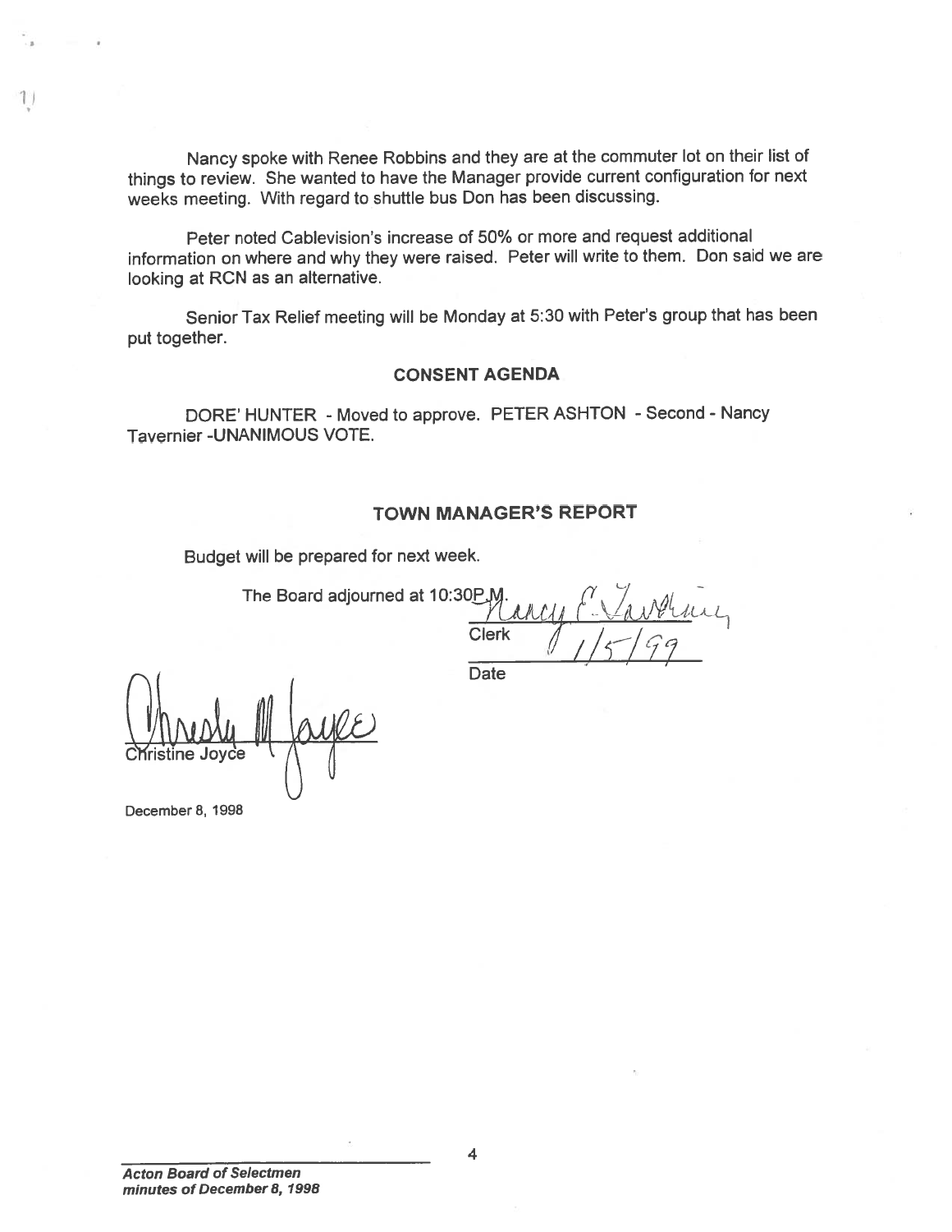Nancy spoke with Renee Robbins and they are at the commuter lot on their list of things to review. She wanted to have the Manager provide current configuration for next weeks meeting. With regard to shuttle bus Don has been discussing.

Peter noted Cablevision's increase of 50% or more and request additional information on where and why they were raised. Peter will write to them. Don said we are looking at RCN as an alternative.

Senior Tax Relief meeting will be Monday at 5:30 with Peter's group that has been put together.

## CONSENT AGENDA

DORE' HUNTER - Moved to approve. PETER ASHTON - Second - Nancy Tavernier -UNANIMOUS VOTE.

## TOWN MANAGER'S REPORT

Budget will be prepared for next week.

The Board adjourned at 10:30P.M.

Nancy E. Tavernier
Clerk

1/5/99
Date

Christine Joyce

December 8, 1998

*Acton Board of Selectmen minutes of December 8, 1998*